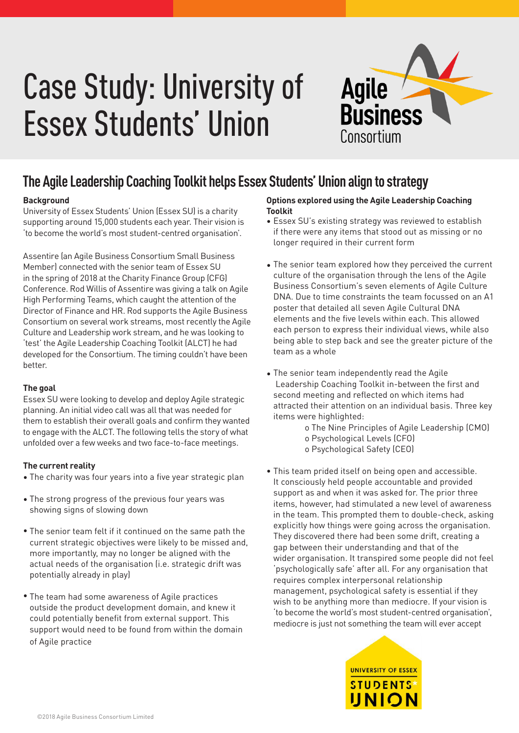# Case Study: University of Essex Students' Union

## The Agile Leadership Coaching Toolkit helps Essex Students' Union align to strategy

### Background

University of Essex Students' Union (Essex SU) is a charity supporting around 15,000 students each year. Their vision is 'to become the world's most student-centred organisation'.

Assentire (an Agile Business Consortium Small Business Member) connected with the senior team of Essex SU in the spring of 2018 at the Charity Finance Group (CFG) Conference. Rod Willis of Assentire was giving a talk on Agile High Performing Teams, which caught the attention of the Director of Finance and HR. Rod supports the Agile Business Consortium on several work streams, most recently the Agile Culture and Leadership work stream, and he was looking to 'test' the Agile Leadership Coaching Toolkit (ALCT) he had developed for the Consortium. The timing couldn't have been better.

### The goal

Essex SU were looking to develop and deploy Agile strategic planning. An initial video call was all that was needed for them to establish their overall goals and confirm they wanted to engage with the ALCT. The following tells the story of what unfolded over a few weeks and two face-to-face meetings.

### The current reality

- The charity was four years into a five year strategic plan
- The strong progress of the previous four years was showing signs of slowing down
- The senior team felt if it continued on the same path the current strategic objectives were likely to be missed and, more importantly, may no longer be aligned with the actual needs of the organisation (i.e. strategic drift was potentially already in play)
- The team had some awareness of Agile practices outside the product development domain, and knew it could potentially benefit from external support. This support would need to be found from within the domain of Agile practice

### Options explored using the Agile Leadership Coaching Toolkit

- Essex SU's existing strategy was reviewed to establish if there were any items that stood out as missing or no longer required in their current form
- The senior team explored how they perceived the current culture of the organisation through the lens of the Agile Business Consortium's seven elements of Agile Culture DNA. Due to time constraints the team focussed on an A1 poster that detailed all seven Agile Cultural DNA elements and the five levels within each. This allowed each person to express their individual views, while also being able to step back and see the greater picture of the team as a whole
- The senior team independently read the Agile Leadership Coaching Toolkit in-between the first and second meeting and reflected on which items had attracted their attention on an individual basis. Three key items were highlighted:
  - The Nine Principles of Agile Leadership (CMO)
  - Psychological Levels (CFO)
  - Psychological Safety (CEO)
- This team prided itself on being open and accessible. It consciously held people accountable and provided support as and when it was asked for. The prior three items, however, had stimulated a new level of awareness in the team. This prompted them to double-check, asking explicitly how things were going across the organisation. They discovered there had been some drift, creating a gap between their understanding and that of the wider organisation. It transpired some people did not feel 'psychologically safe' after all. For any organisation that requires complex interpersonal relationship management, psychological safety is essential if they wish to be anything more than mediocre. If your vision is 'to become the world's most student-centred organisation', mediocre is just not something the team will ever accept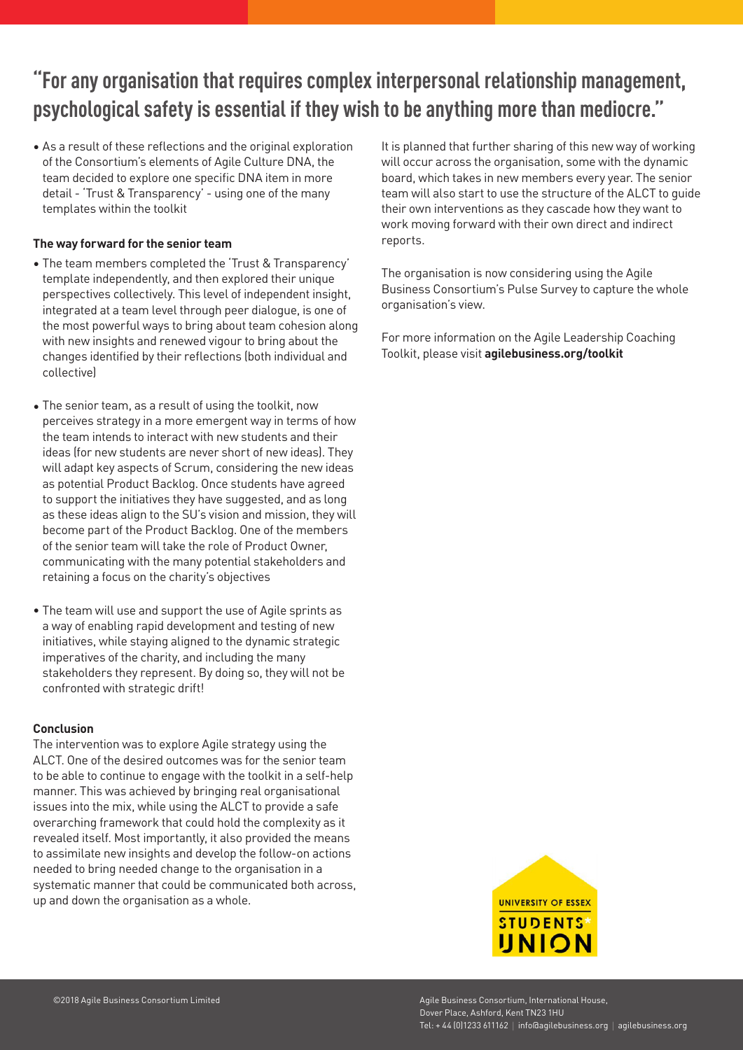## "For any organisation that requires complex interpersonal relationship management, psychological safety is essential if they wish to be anything more than mediocre."

- As a result of these reflections and the original exploration of the Consortium's elements of Agile Culture DNA, the team decided to explore one specific DNA item in more detail - 'Trust & Transparency' - using one of the many templates within the toolkit

**The way forward for the senior team**

- The team members completed the 'Trust & Transparency' template independently, and then explored their unique perspectives collectively. This level of independent insight, integrated at a team level through peer dialogue, is one of the most powerful ways to bring about team cohesion along with new insights and renewed vigour to bring about the changes identified by their reflections (both individual and collective)
- The senior team, as a result of using the toolkit, now perceives strategy in a more emergent way in terms of how the team intends to interact with new students and their ideas (for new students are never short of new ideas). They will adapt key aspects of Scrum, considering the new ideas as potential Product Backlog. Once students have agreed to support the initiatives they have suggested, and as long as these ideas align to the SU's vision and mission, they will become part of the Product Backlog. One of the members of the senior team will take the role of Product Owner, communicating with the many potential stakeholders and retaining a focus on the charity's objectives
- The team will use and support the use of Agile sprints as a way of enabling rapid development and testing of new initiatives, while staying aligned to the dynamic strategic imperatives of the charity, and including the many stakeholders they represent. By doing so, they will not be confronted with strategic drift!

**Conclusion**

The intervention was to explore Agile strategy using the ALCT. One of the desired outcomes was for the senior team to be able to continue to engage with the toolkit in a self-help manner. This was achieved by bringing real organisational issues into the mix, while using the ALCT to provide a safe overarching framework that could hold the complexity as it revealed itself. Most importantly, it also provided the means to assimilate new insights and develop the follow-on actions needed to bring needed change to the organisation in a systematic manner that could be communicated both across, up and down the organisation as a whole.

It is planned that further sharing of this new way of working will occur across the organisation, some with the dynamic board, which takes in new members every year. The senior team will also start to use the structure of the ALCT to guide their own interventions as they cascade how they want to work moving forward with their own direct and indirect reports.

The organisation is now considering using the Agile Business Consortium's Pulse Survey to capture the whole organisation's view.

For more information on the Agile Leadership Coaching Toolkit, please visit **agilebusiness.org/toolkit**

UNIVERSITY OF ESSEX STUDENTS' UNION

©2018 Agile Business Consortium Limited

Agile Business Consortium, International House, Dover Place, Ashford, Kent TN23 1HU
Tel: + 44 (0)1233 611162 | info@agilebusiness.org | agilebusiness.org